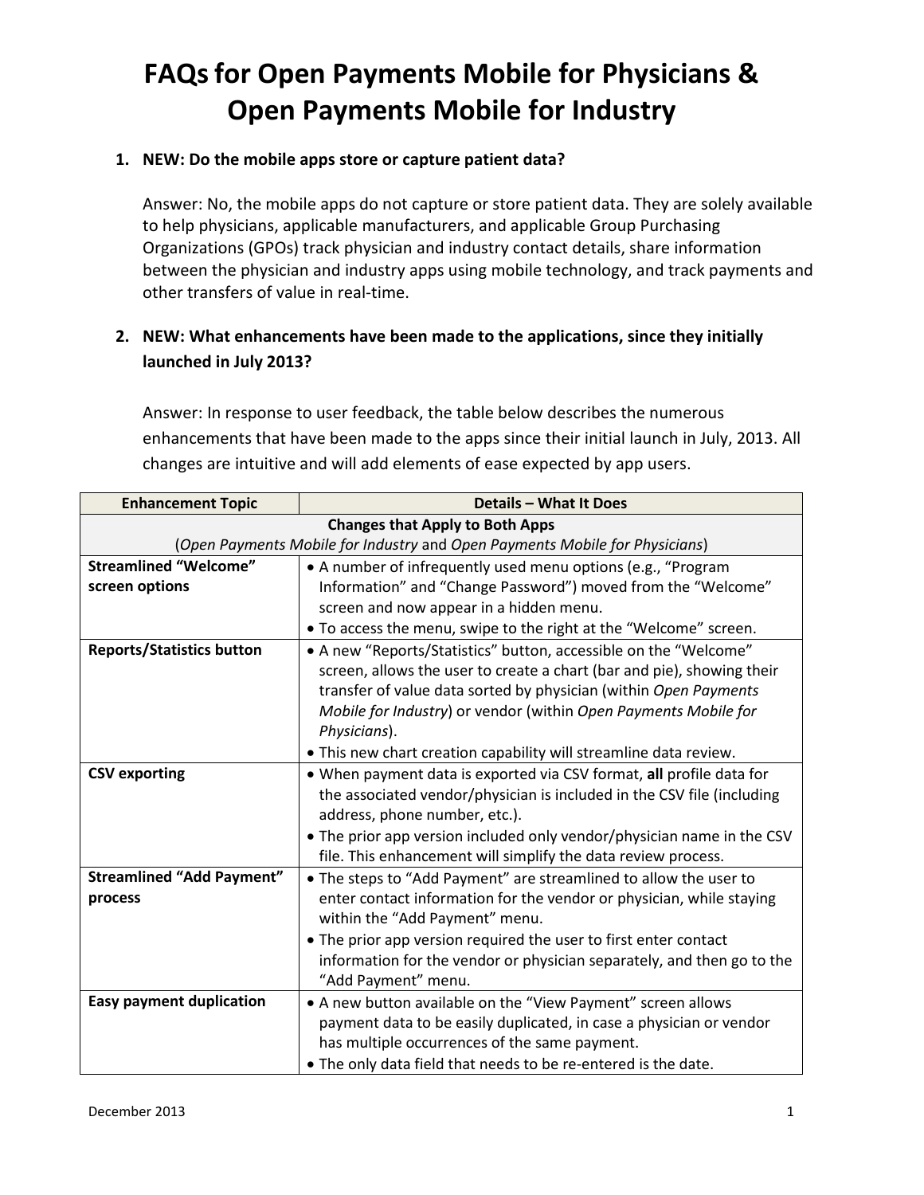# FAQs for Open Payments Mobile for Physicians & Open Payments Mobile for Industry

1. **NEW: Do the mobile apps store or capture patient data?**

   Answer: No, the mobile apps do not capture or store patient data. They are solely available to help physicians, applicable manufacturers, and applicable Group Purchasing Organizations (GPOs) track physician and industry contact details, share information between the physician and industry apps using mobile technology, and track payments and other transfers of value in real-time.

2. **NEW: What enhancements have been made to the applications, since they initially launched in July 2013?**

   Answer: In response to user feedback, the table below describes the numerous enhancements that have been made to the apps since their initial launch in July, 2013. All changes are intuitive and will add elements of ease expected by app users.

| Enhancement Topic | Details – What It Does |
|---|---|
| **Changes that Apply to Both Apps** (*Open Payments Mobile for Industry* and *Open Payments Mobile for Physicians*) | |
| **Streamlined "Welcome" screen options** | • A number of infrequently used menu options (e.g., "Program Information" and "Change Password") moved from the "Welcome" screen and now appear in a hidden menu.<br>• To access the menu, swipe to the right at the "Welcome" screen. |
| **Reports/Statistics button** | • A new "Reports/Statistics" button, accessible on the "Welcome" screen, allows the user to create a chart (bar and pie), showing their transfer of value data sorted by physician (within *Open Payments Mobile for Industry*) or vendor (within *Open Payments Mobile for Physicians*).<br>• This new chart creation capability will streamline data review. |
| **CSV exporting** | • When payment data is exported via CSV format, **all** profile data for the associated vendor/physician is included in the CSV file (including address, phone number, etc.).<br>• The prior app version included only vendor/physician name in the CSV file. This enhancement will simplify the data review process. |
| **Streamlined "Add Payment" process** | • The steps to "Add Payment" are streamlined to allow the user to enter contact information for the vendor or physician, while staying within the "Add Payment" menu.<br>• The prior app version required the user to first enter contact information for the vendor or physician separately, and then go to the "Add Payment" menu. |
| **Easy payment duplication** | • A new button available on the "View Payment" screen allows payment data to be easily duplicated, in case a physician or vendor has multiple occurrences of the same payment.<br>• The only data field that needs to be re-entered is the date. |

December 2013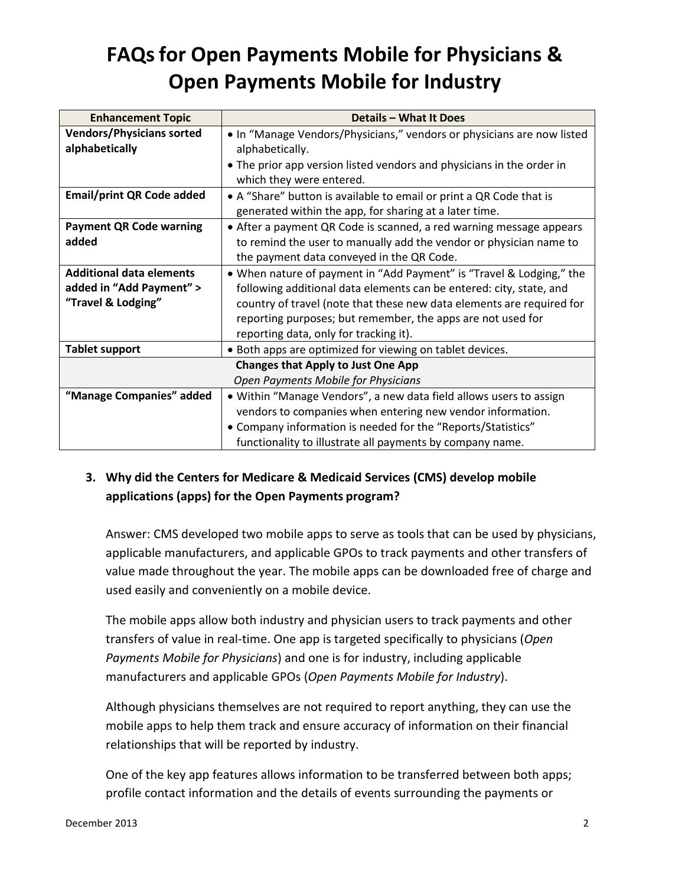# FAQs for Open Payments Mobile for Physicians & Open Payments Mobile for Industry

| Enhancement Topic | Details – What It Does |
|---|---|
| **Vendors/Physicians sorted alphabetically** | • In "Manage Vendors/Physicians," vendors or physicians are now listed alphabetically.<br>• The prior app version listed vendors and physicians in the order in which they were entered. |
| **Email/print QR Code added** | • A "Share" button is available to email or print a QR Code that is generated within the app, for sharing at a later time. |
| **Payment QR Code warning added** | • After a payment QR Code is scanned, a red warning message appears to remind the user to manually add the vendor or physician name to the payment data conveyed in the QR Code. |
| **Additional data elements added in "Add Payment" > "Travel & Lodging"** | • When nature of payment in "Add Payment" is "Travel & Lodging," the following additional data elements can be entered: city, state, and country of travel (note that these new data elements are required for reporting purposes; but remember, the apps are not used for reporting data, only for tracking it). |
| **Tablet support** | • Both apps are optimized for viewing on tablet devices. |
| **Changes that Apply to Just One App**<br>*Open Payments Mobile for Physicians* | |
| **"Manage Companies" added** | • Within "Manage Vendors", a new data field allows users to assign vendors to companies when entering new vendor information.<br>• Company information is needed for the "Reports/Statistics" functionality to illustrate all payments by company name. |

3. **Why did the Centers for Medicare & Medicaid Services (CMS) develop mobile applications (apps) for the Open Payments program?**

   Answer: CMS developed two mobile apps to serve as tools that can be used by physicians, applicable manufacturers, and applicable GPOs to track payments and other transfers of value made throughout the year. The mobile apps can be downloaded free of charge and used easily and conveniently on a mobile device.

   The mobile apps allow both industry and physician users to track payments and other transfers of value in real-time. One app is targeted specifically to physicians (*Open Payments Mobile for Physicians*) and one is for industry, including applicable manufacturers and applicable GPOs (*Open Payments Mobile for Industry*).

   Although physicians themselves are not required to report anything, they can use the mobile apps to help them track and ensure accuracy of information on their financial relationships that will be reported by industry.

   One of the key app features allows information to be transferred between both apps; profile contact information and the details of events surrounding the payments or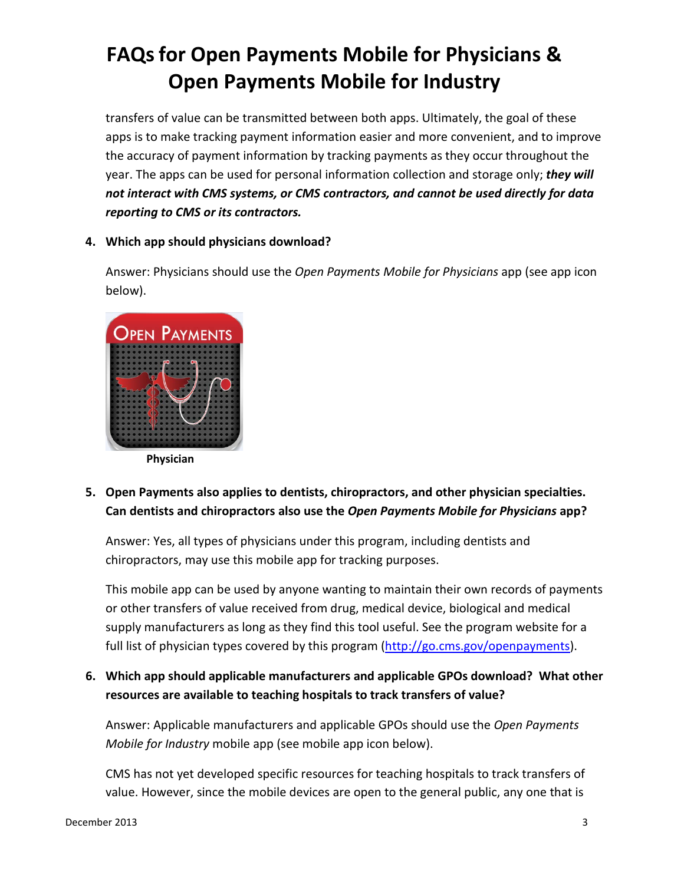transfers of value can be transmitted between both apps. Ultimately, the goal of these apps is to make tracking payment information easier and more convenient, and to improve the accuracy of payment information by tracking payments as they occur throughout the year. The apps can be used for personal information collection and storage only; ***they will not interact with CMS systems, or CMS contractors, and cannot be used directly for data reporting to CMS or its contractors.***

4. **Which app should physicians download?**

   Answer: Physicians should use the *Open Payments Mobile for Physicians* app (see app icon below).

   **Physician**

5. **Open Payments also applies to dentists, chiropractors, and other physician specialties. Can dentists and chiropractors also use the *Open Payments Mobile for Physicians* app?**

   Answer: Yes, all types of physicians under this program, including dentists and chiropractors, may use this mobile app for tracking purposes.

   This mobile app can be used by anyone wanting to maintain their own records of payments or other transfers of value received from drug, medical device, biological and medical supply manufacturers as long as they find this tool useful. See the program website for a full list of physician types covered by this program (http://go.cms.gov/openpayments).

6. **Which app should applicable manufacturers and applicable GPOs download? What other resources are available to teaching hospitals to track transfers of value?**

   Answer: Applicable manufacturers and applicable GPOs should use the *Open Payments Mobile for Industry* mobile app (see mobile app icon below).

   CMS has not yet developed specific resources for teaching hospitals to track transfers of value. However, since the mobile devices are open to the general public, any one that is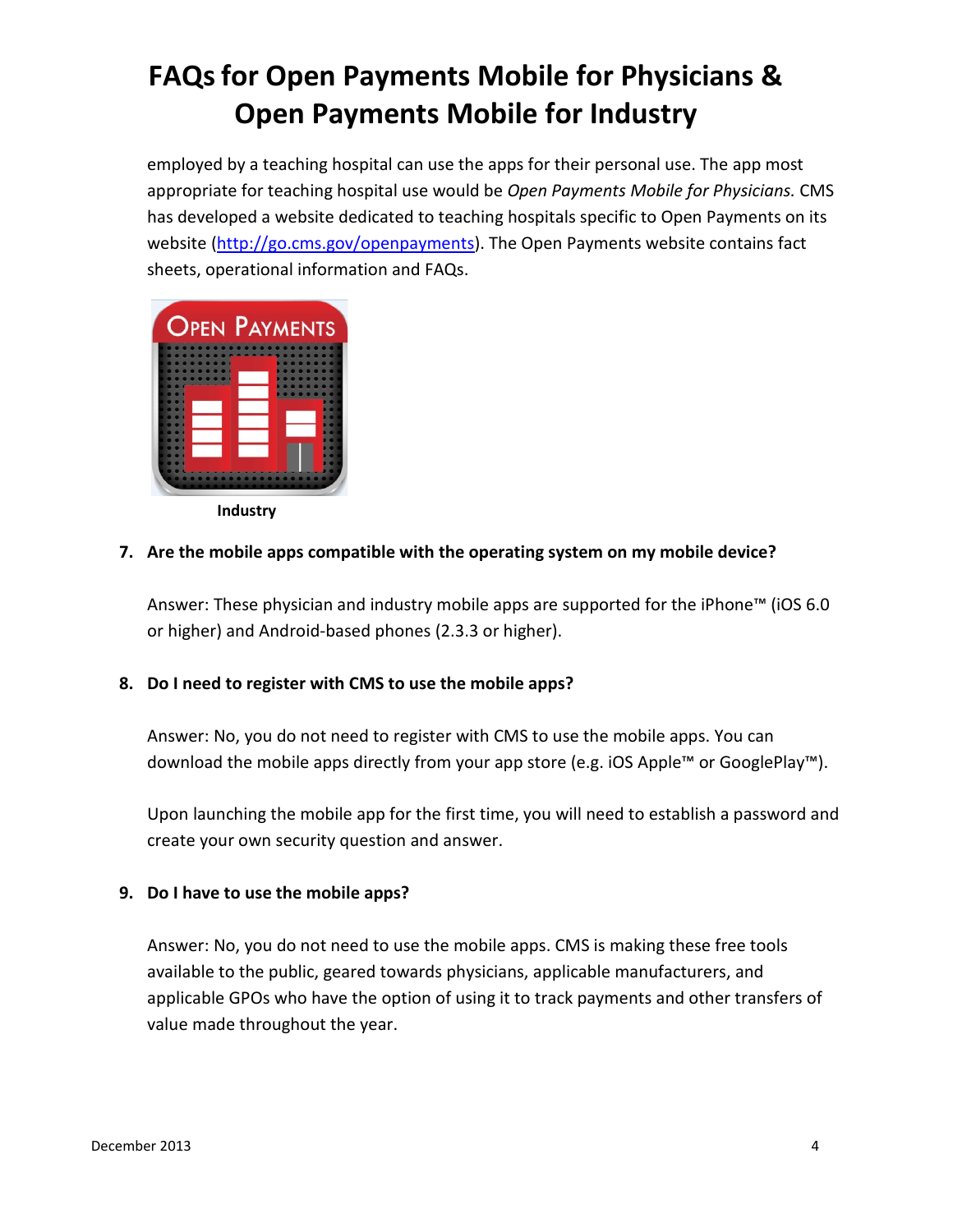employed by a teaching hospital can use the apps for their personal use. The app most appropriate for teaching hospital use would be *Open Payments Mobile for Physicians.* CMS has developed a website dedicated to teaching hospitals specific to Open Payments on its website (http://go.cms.gov/openpayments). The Open Payments website contains fact sheets, operational information and FAQs.

OPEN PAYMENTS

**Industry**

7. **Are the mobile apps compatible with the operating system on my mobile device?**

   Answer: These physician and industry mobile apps are supported for the iPhone™ (iOS 6.0 or higher) and Android-based phones (2.3.3 or higher).

8. **Do I need to register with CMS to use the mobile apps?**

   Answer: No, you do not need to register with CMS to use the mobile apps. You can download the mobile apps directly from your app store (e.g. iOS Apple™ or GooglePlay™).

   Upon launching the mobile app for the first time, you will need to establish a password and create your own security question and answer.

9. **Do I have to use the mobile apps?**

   Answer: No, you do not need to use the mobile apps. CMS is making these free tools available to the public, geared towards physicians, applicable manufacturers, and applicable GPOs who have the option of using it to track payments and other transfers of value made throughout the year.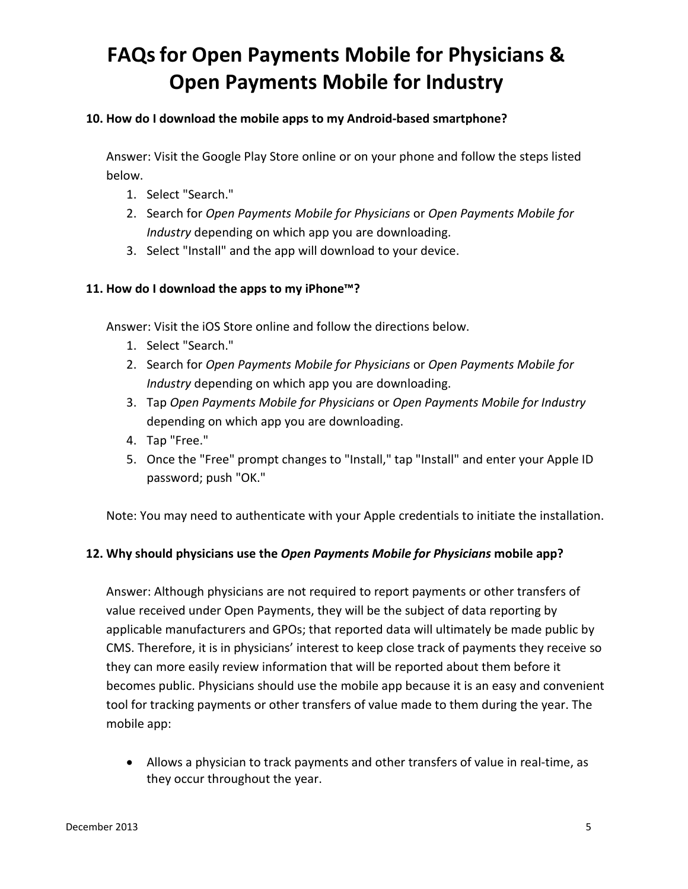# FAQs for Open Payments Mobile for Physicians & Open Payments Mobile for Industry

**10. How do I download the mobile apps to my Android-based smartphone?**

Answer: Visit the Google Play Store online or on your phone and follow the steps listed below.

1. Select "Search."
2. Search for *Open Payments Mobile for Physicians* or *Open Payments Mobile for Industry* depending on which app you are downloading.
3. Select "Install" and the app will download to your device.

**11. How do I download the apps to my iPhone™?**

Answer: Visit the iOS Store online and follow the directions below.

1. Select "Search."
2. Search for *Open Payments Mobile for Physicians* or *Open Payments Mobile for Industry* depending on which app you are downloading.
3. Tap *Open Payments Mobile for Physicians* or *Open Payments Mobile for Industry* depending on which app you are downloading.
4. Tap "Free."
5. Once the "Free" prompt changes to "Install," tap "Install" and enter your Apple ID password; push "OK."

Note: You may need to authenticate with your Apple credentials to initiate the installation.

**12. Why should physicians use the *Open Payments Mobile for Physicians* mobile app?**

Answer: Although physicians are not required to report payments or other transfers of value received under Open Payments, they will be the subject of data reporting by applicable manufacturers and GPOs; that reported data will ultimately be made public by CMS. Therefore, it is in physicians' interest to keep close track of payments they receive so they can more easily review information that will be reported about them before it becomes public. Physicians should use the mobile app because it is an easy and convenient tool for tracking payments or other transfers of value made to them during the year. The mobile app:

- Allows a physician to track payments and other transfers of value in real-time, as they occur throughout the year.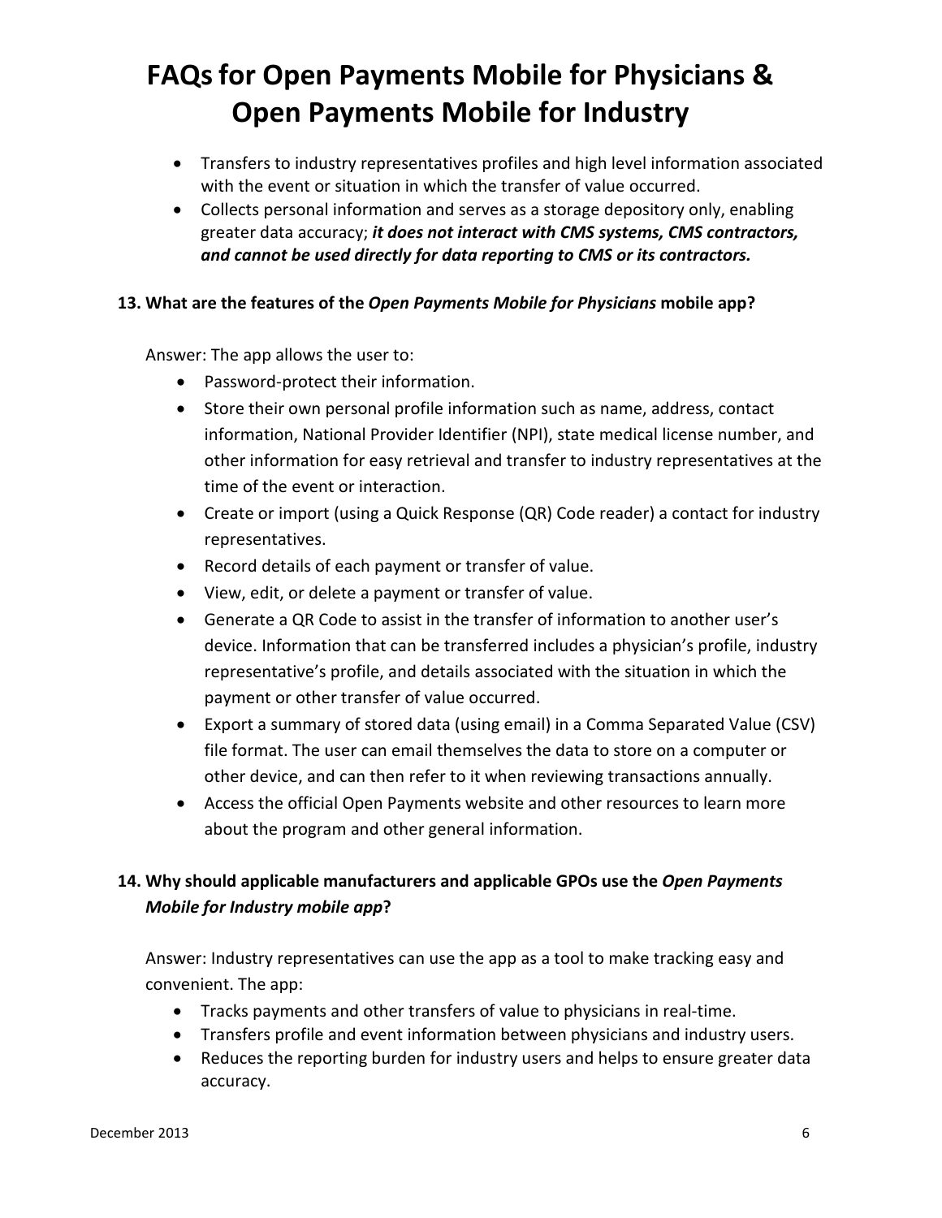- Transfers to industry representatives profiles and high level information associated with the event or situation in which the transfer of value occurred.
- Collects personal information and serves as a storage depository only, enabling greater data accuracy; ***it does not interact with CMS systems, CMS contractors, and cannot be used directly for data reporting to CMS or its contractors.***

**13. What are the features of the *Open Payments Mobile for Physicians* mobile app?**

Answer: The app allows the user to:

- Password-protect their information.
- Store their own personal profile information such as name, address, contact information, National Provider Identifier (NPI), state medical license number, and other information for easy retrieval and transfer to industry representatives at the time of the event or interaction.
- Create or import (using a Quick Response (QR) Code reader) a contact for industry representatives.
- Record details of each payment or transfer of value.
- View, edit, or delete a payment or transfer of value.
- Generate a QR Code to assist in the transfer of information to another user's device. Information that can be transferred includes a physician's profile, industry representative's profile, and details associated with the situation in which the payment or other transfer of value occurred.
- Export a summary of stored data (using email) in a Comma Separated Value (CSV) file format. The user can email themselves the data to store on a computer or other device, and can then refer to it when reviewing transactions annually.
- Access the official Open Payments website and other resources to learn more about the program and other general information.

**14. Why should applicable manufacturers and applicable GPOs use the *Open Payments Mobile for Industry mobile app*?**

Answer: Industry representatives can use the app as a tool to make tracking easy and convenient. The app:

- Tracks payments and other transfers of value to physicians in real-time.
- Transfers profile and event information between physicians and industry users.
- Reduces the reporting burden for industry users and helps to ensure greater data accuracy.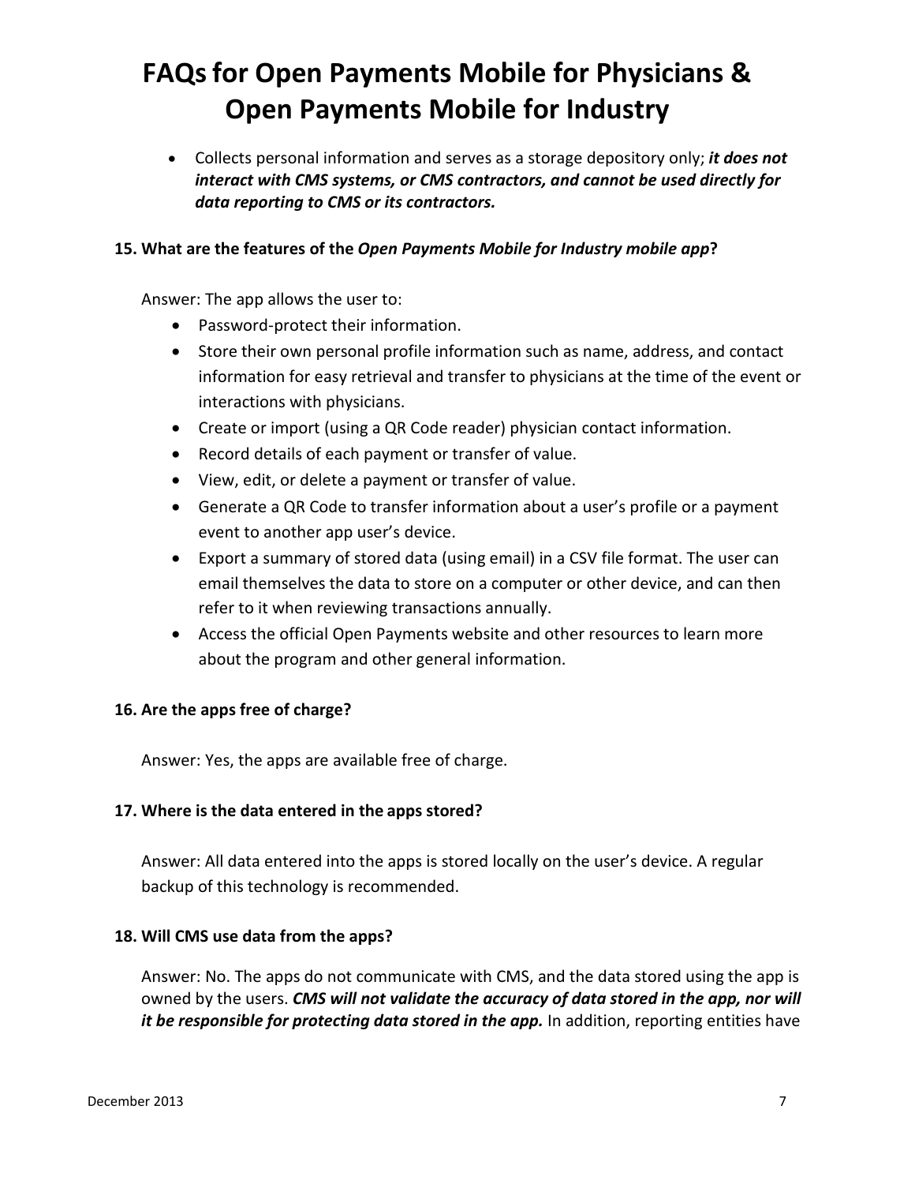- Collects personal information and serves as a storage depository only; ***it does not interact with CMS systems, or CMS contractors, and cannot be used directly for data reporting to CMS or its contractors.***

**15. What are the features of the *Open Payments Mobile for Industry mobile app*?**

Answer: The app allows the user to:

- Password-protect their information.
- Store their own personal profile information such as name, address, and contact information for easy retrieval and transfer to physicians at the time of the event or interactions with physicians.
- Create or import (using a QR Code reader) physician contact information.
- Record details of each payment or transfer of value.
- View, edit, or delete a payment or transfer of value.
- Generate a QR Code to transfer information about a user's profile or a payment event to another app user's device.
- Export a summary of stored data (using email) in a CSV file format. The user can email themselves the data to store on a computer or other device, and can then refer to it when reviewing transactions annually.
- Access the official Open Payments website and other resources to learn more about the program and other general information.

**16. Are the apps free of charge?**

Answer: Yes, the apps are available free of charge.

**17. Where is the data entered in the apps stored?**

Answer: All data entered into the apps is stored locally on the user's device. A regular backup of this technology is recommended.

**18. Will CMS use data from the apps?**

Answer: No. The apps do not communicate with CMS, and the data stored using the app is owned by the users. ***CMS will not validate the accuracy of data stored in the app, nor will it be responsible for protecting data stored in the app.*** In addition, reporting entities have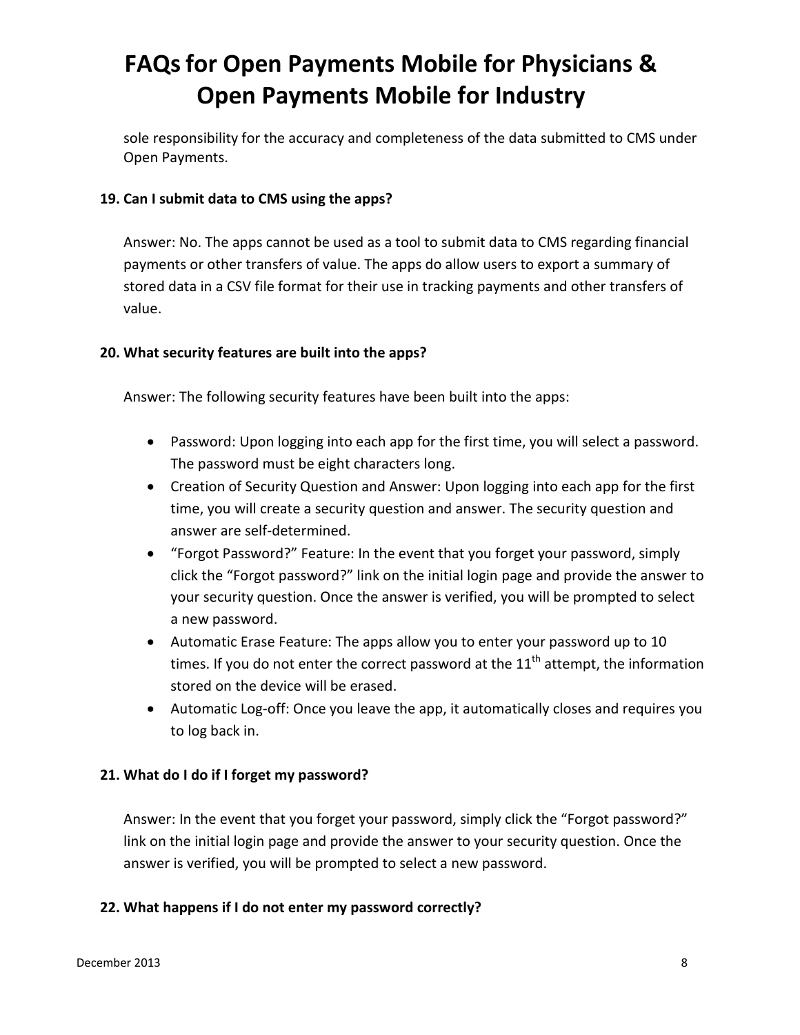sole responsibility for the accuracy and completeness of the data submitted to CMS under Open Payments.

**19. Can I submit data to CMS using the apps?**

Answer: No. The apps cannot be used as a tool to submit data to CMS regarding financial payments or other transfers of value. The apps do allow users to export a summary of stored data in a CSV file format for their use in tracking payments and other transfers of value.

**20. What security features are built into the apps?**

Answer: The following security features have been built into the apps:

- Password: Upon logging into each app for the first time, you will select a password. The password must be eight characters long.
- Creation of Security Question and Answer: Upon logging into each app for the first time, you will create a security question and answer. The security question and answer are self-determined.
- "Forgot Password?" Feature: In the event that you forget your password, simply click the "Forgot password?" link on the initial login page and provide the answer to your security question. Once the answer is verified, you will be prompted to select a new password.
- Automatic Erase Feature: The apps allow you to enter your password up to 10 times. If you do not enter the correct password at the 11th attempt, the information stored on the device will be erased.
- Automatic Log-off: Once you leave the app, it automatically closes and requires you to log back in.

**21. What do I do if I forget my password?**

Answer: In the event that you forget your password, simply click the "Forgot password?" link on the initial login page and provide the answer to your security question. Once the answer is verified, you will be prompted to select a new password.

**22. What happens if I do not enter my password correctly?**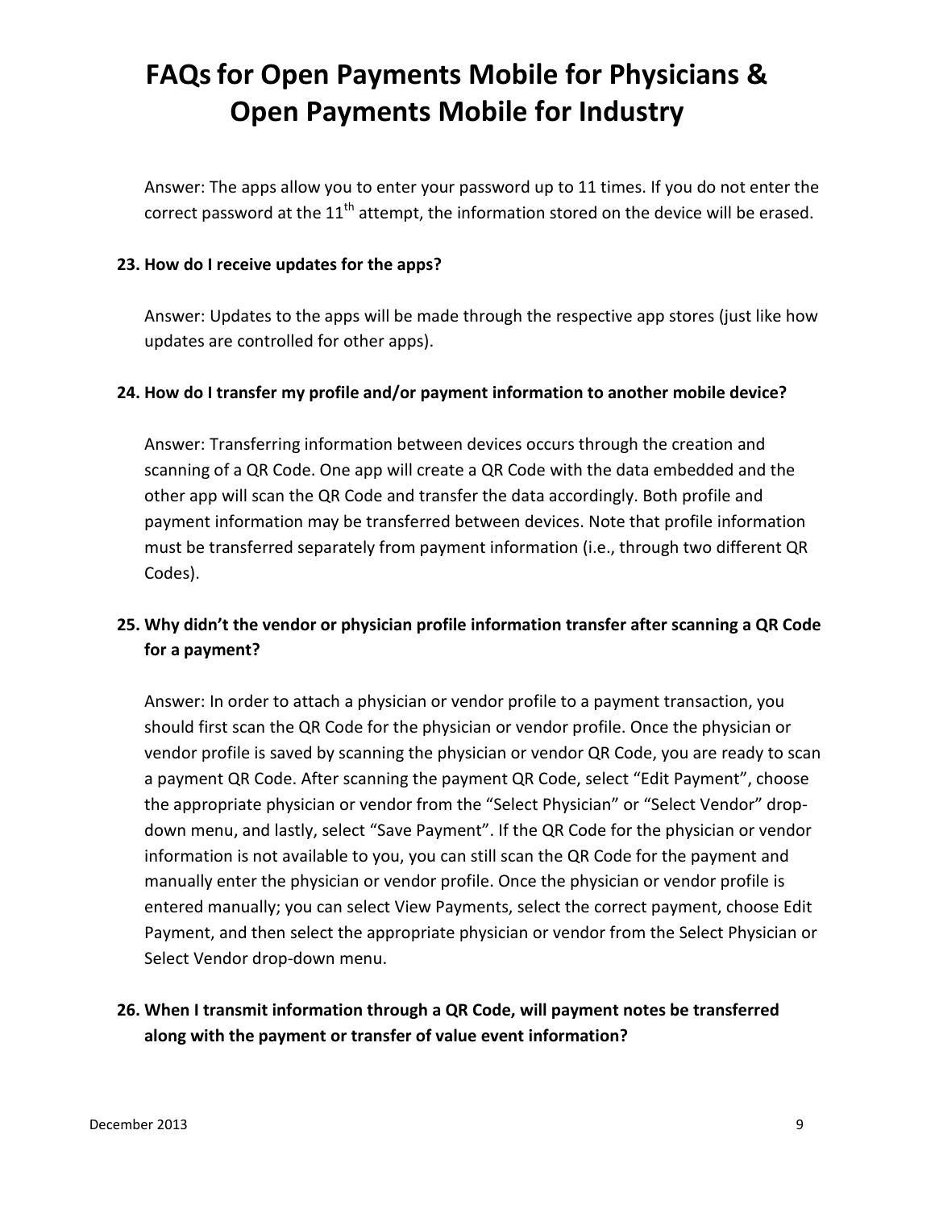# FAQs for Open Payments Mobile for Physicians & Open Payments Mobile for Industry

Answer: The apps allow you to enter your password up to 11 times. If you do not enter the correct password at the 11th attempt, the information stored on the device will be erased.

**23. How do I receive updates for the apps?**

Answer: Updates to the apps will be made through the respective app stores (just like how updates are controlled for other apps).

**24. How do I transfer my profile and/or payment information to another mobile device?**

Answer: Transferring information between devices occurs through the creation and scanning of a QR Code. One app will create a QR Code with the data embedded and the other app will scan the QR Code and transfer the data accordingly. Both profile and payment information may be transferred between devices. Note that profile information must be transferred separately from payment information (i.e., through two different QR Codes).

**25. Why didn't the vendor or physician profile information transfer after scanning a QR Code for a payment?**

Answer: In order to attach a physician or vendor profile to a payment transaction, you should first scan the QR Code for the physician or vendor profile. Once the physician or vendor profile is saved by scanning the physician or vendor QR Code, you are ready to scan a payment QR Code. After scanning the payment QR Code, select "Edit Payment", choose the appropriate physician or vendor from the "Select Physician" or "Select Vendor" drop-down menu, and lastly, select "Save Payment". If the QR Code for the physician or vendor information is not available to you, you can still scan the QR Code for the payment and manually enter the physician or vendor profile. Once the physician or vendor profile is entered manually; you can select View Payments, select the correct payment, choose Edit Payment, and then select the appropriate physician or vendor from the Select Physician or Select Vendor drop-down menu.

**26. When I transmit information through a QR Code, will payment notes be transferred along with the payment or transfer of value event information?**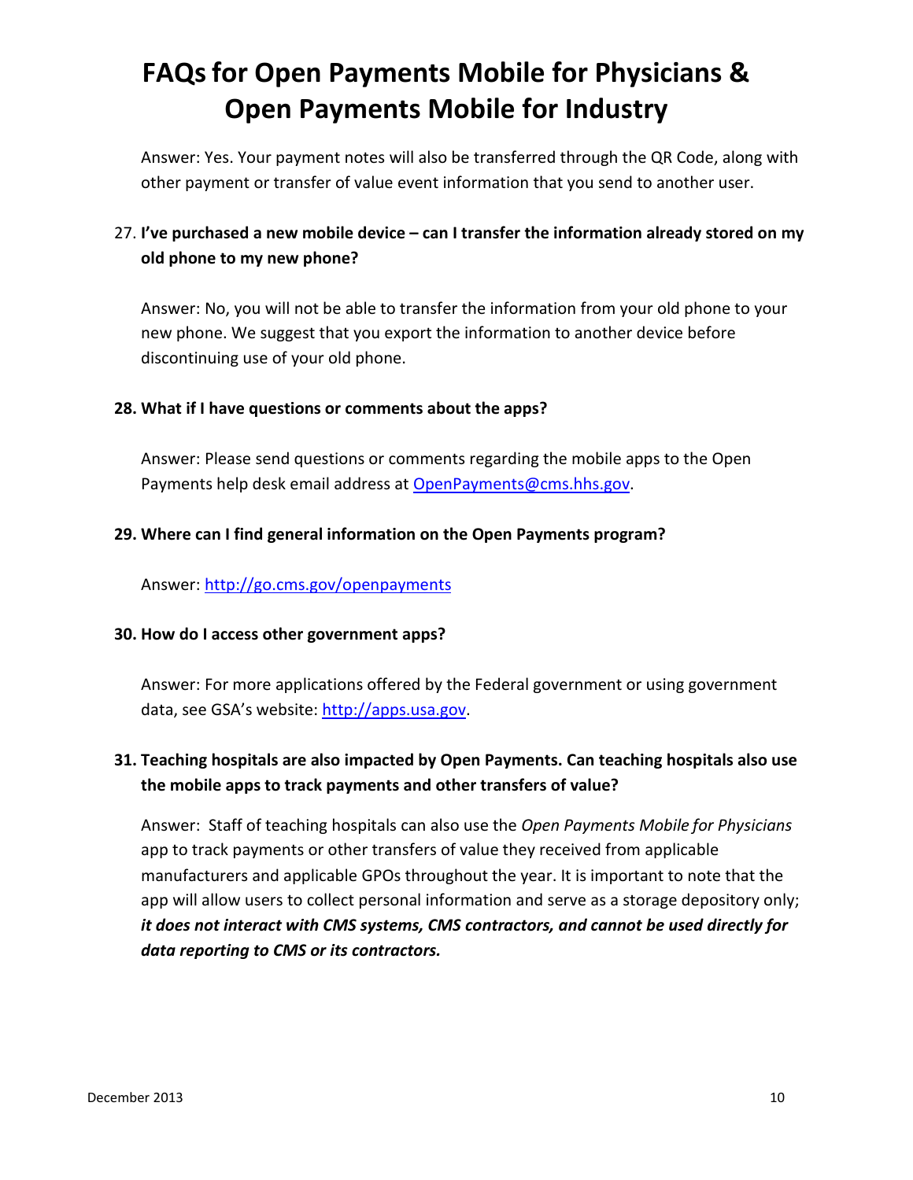Answer: Yes. Your payment notes will also be transferred through the QR Code, along with other payment or transfer of value event information that you send to another user.

27. **I've purchased a new mobile device – can I transfer the information already stored on my old phone to my new phone?**

    Answer: No, you will not be able to transfer the information from your old phone to your new phone. We suggest that you export the information to another device before discontinuing use of your old phone.

**28. What if I have questions or comments about the apps?**

Answer: Please send questions or comments regarding the mobile apps to the Open Payments help desk email address at OpenPayments@cms.hhs.gov.

**29. Where can I find general information on the Open Payments program?**

Answer: http://go.cms.gov/openpayments

**30. How do I access other government apps?**

Answer: For more applications offered by the Federal government or using government data, see GSA's website: http://apps.usa.gov.

**31. Teaching hospitals are also impacted by Open Payments. Can teaching hospitals also use the mobile apps to track payments and other transfers of value?**

Answer: Staff of teaching hospitals can also use the *Open Payments Mobile for Physicians* app to track payments or other transfers of value they received from applicable manufacturers and applicable GPOs throughout the year. It is important to note that the app will allow users to collect personal information and serve as a storage depository only; ***it does not interact with CMS systems, CMS contractors, and cannot be used directly for data reporting to CMS or its contractors.***